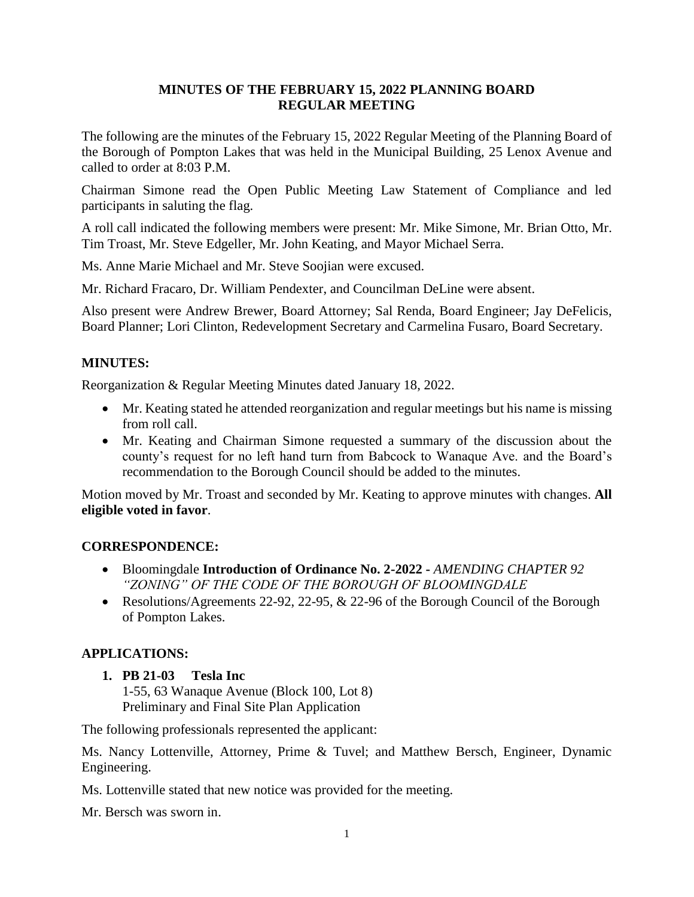# MINUTES OF THE FEBRUARY 15, 2022 PLANNING BOARD REGULAR MEETING

The following are the minutes of the February 15, 2022 Regular Meeting of the Planning Board of the Borough of Pompton Lakes that was held in the Municipal Building, 25 Lenox Avenue and called to order at 8:03 P.M.

Chairman Simone read the Open Public Meeting Law Statement of Compliance and led participants in saluting the flag.

A roll call indicated the following members were present: Mr. Mike Simone, Mr. Brian Otto, Mr. Tim Troast, Mr. Steve Edgeller, Mr. John Keating, and Mayor Michael Serra.

Ms. Anne Marie Michael and Mr. Steve Soojian were excused.

Mr. Richard Fracaro, Dr. William Pendexter, and Councilman DeLine were absent.

Also present were Andrew Brewer, Board Attorney; Sal Renda, Board Engineer; Jay DeFelicis, Board Planner; Lori Clinton, Redevelopment Secretary and Carmelina Fusaro, Board Secretary.

## MINUTES:

Reorganization & Regular Meeting Minutes dated January 18, 2022.

- Mr. Keating stated he attended reorganization and regular meetings but his name is missing from roll call.
- Mr. Keating and Chairman Simone requested a summary of the discussion about the county's request for no left hand turn from Babcock to Wanaque Ave. and the Board's recommendation to the Borough Council should be added to the minutes.

Motion moved by Mr. Troast and seconded by Mr. Keating to approve minutes with changes. **All eligible voted in favor**.

## CORRESPONDENCE:

- Bloomingdale **Introduction of Ordinance No. 2-2022 -** *AMENDING CHAPTER 92 "ZONING" OF THE CODE OF THE BOROUGH OF BLOOMINGDALE*
- Resolutions/Agreements 22-92, 22-95, & 22-96 of the Borough Council of the Borough of Pompton Lakes.

## APPLICATIONS:

1. **PB 21-03 Tesla Inc**
   1-55, 63 Wanaque Avenue (Block 100, Lot 8)
   Preliminary and Final Site Plan Application

The following professionals represented the applicant:

Ms. Nancy Lottenville, Attorney, Prime & Tuvel; and Matthew Bersch, Engineer, Dynamic Engineering.

Ms. Lottenville stated that new notice was provided for the meeting.

Mr. Bersch was sworn in.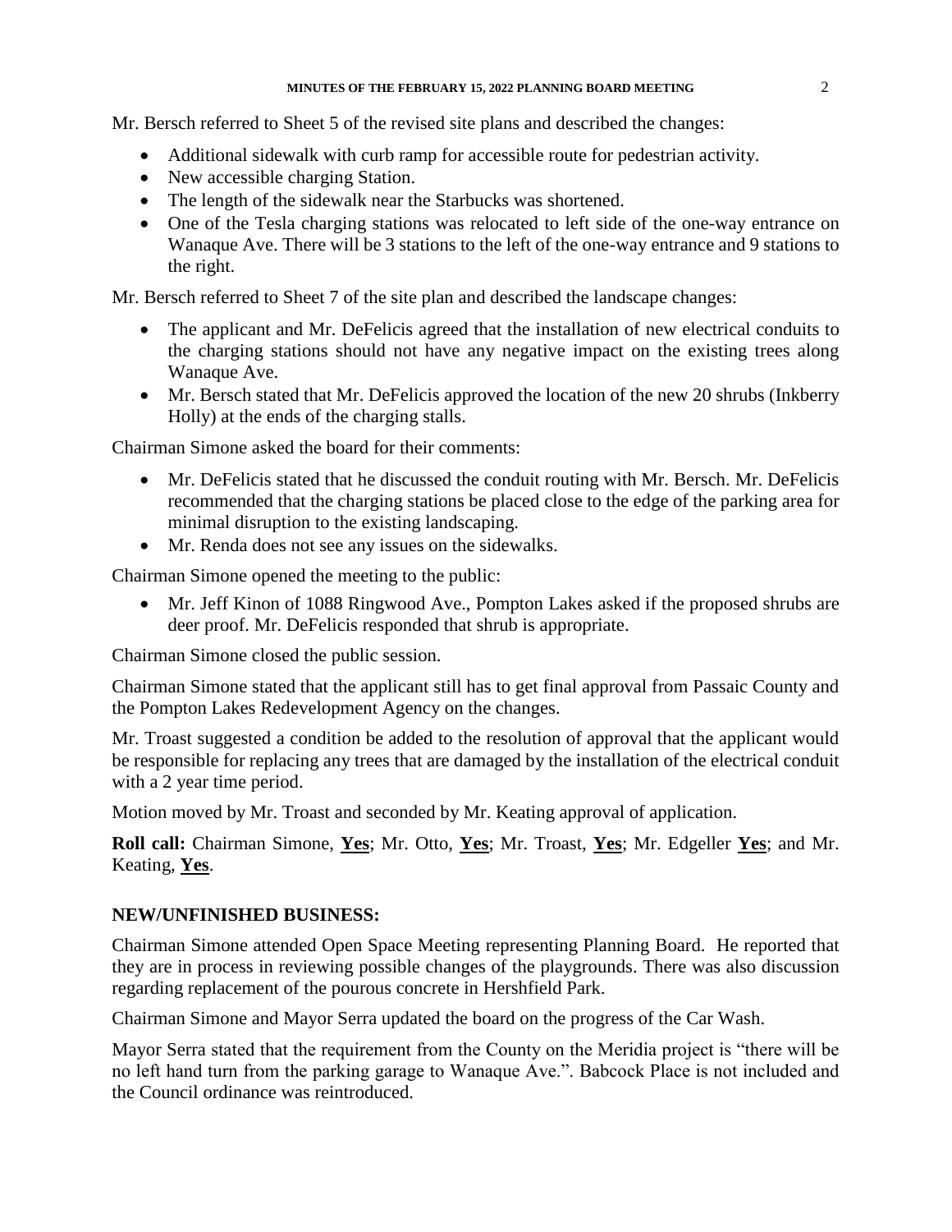Mr. Bersch referred to Sheet 5 of the revised site plans and described the changes:

- Additional sidewalk with curb ramp for accessible route for pedestrian activity.
- New accessible charging Station.
- The length of the sidewalk near the Starbucks was shortened.
- One of the Tesla charging stations was relocated to left side of the one-way entrance on Wanaque Ave. There will be 3 stations to the left of the one-way entrance and 9 stations to the right.

Mr. Bersch referred to Sheet 7 of the site plan and described the landscape changes:

- The applicant and Mr. DeFelicis agreed that the installation of new electrical conduits to the charging stations should not have any negative impact on the existing trees along Wanaque Ave.
- Mr. Bersch stated that Mr. DeFelicis approved the location of the new 20 shrubs (Inkberry Holly) at the ends of the charging stalls.

Chairman Simone asked the board for their comments:

- Mr. DeFelicis stated that he discussed the conduit routing with Mr. Bersch. Mr. DeFelicis recommended that the charging stations be placed close to the edge of the parking area for minimal disruption to the existing landscaping.
- Mr. Renda does not see any issues on the sidewalks.

Chairman Simone opened the meeting to the public:

- Mr. Jeff Kinon of 1088 Ringwood Ave., Pompton Lakes asked if the proposed shrubs are deer proof. Mr. DeFelicis responded that shrub is appropriate.

Chairman Simone closed the public session.

Chairman Simone stated that the applicant still has to get final approval from Passaic County and the Pompton Lakes Redevelopment Agency on the changes.

Mr. Troast suggested a condition be added to the resolution of approval that the applicant would be responsible for replacing any trees that are damaged by the installation of the electrical conduit with a 2 year time period.

Motion moved by Mr. Troast and seconded by Mr. Keating approval of application.

**Roll call:** Chairman Simone, **Yes**; Mr. Otto, **Yes**; Mr. Troast, **Yes**; Mr. Edgeller **Yes**; and Mr. Keating, **Yes**.

## NEW/UNFINISHED BUSINESS:

Chairman Simone attended Open Space Meeting representing Planning Board. He reported that they are in process in reviewing possible changes of the playgrounds. There was also discussion regarding replacement of the pourous concrete in Hershfield Park.

Chairman Simone and Mayor Serra updated the board on the progress of the Car Wash.

Mayor Serra stated that the requirement from the County on the Meridia project is "there will be no left hand turn from the parking garage to Wanaque Ave.". Babcock Place is not included and the Council ordinance was reintroduced.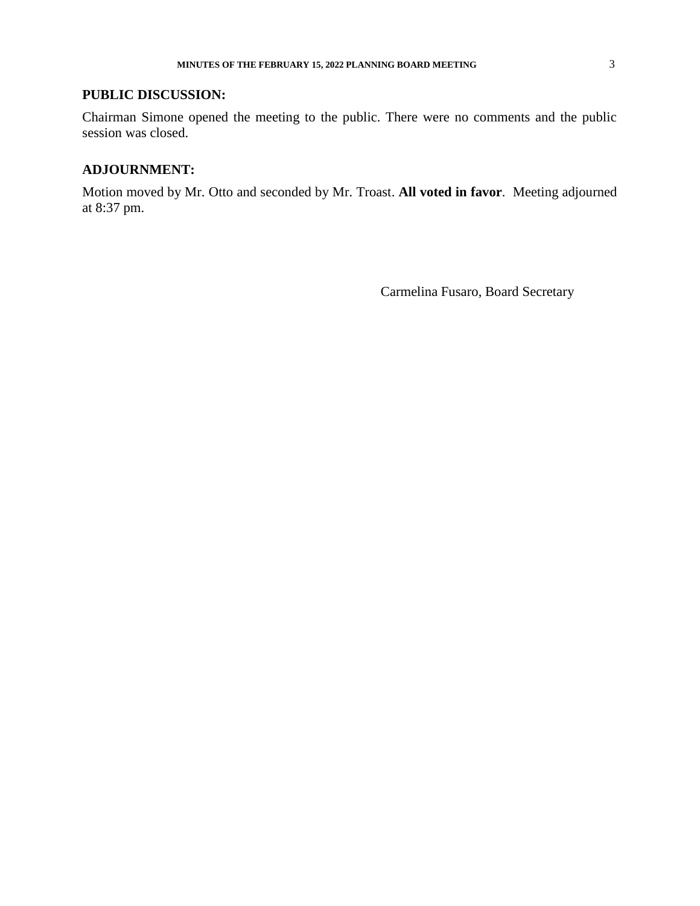## PUBLIC DISCUSSION:

Chairman Simone opened the meeting to the public. There were no comments and the public session was closed.

## ADJOURNMENT:

Motion moved by Mr. Otto and seconded by Mr. Troast. **All voted in favor**. Meeting adjourned at 8:37 pm.

Carmelina Fusaro, Board Secretary